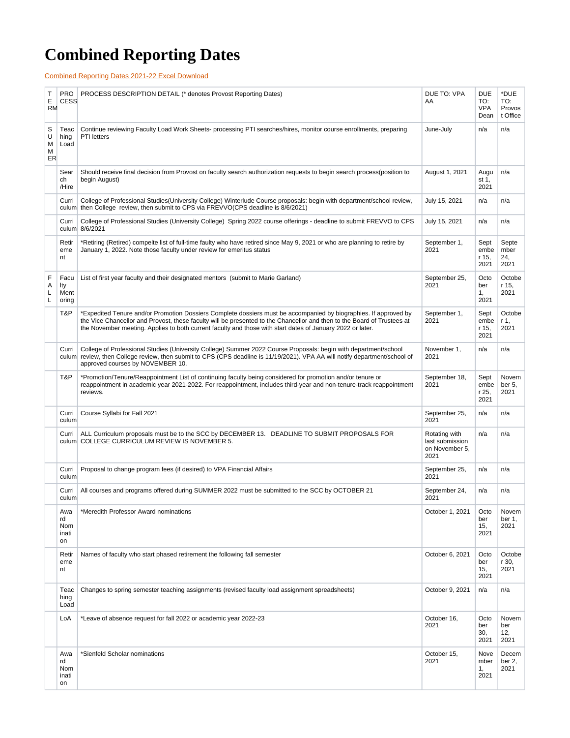# Combined Reporting Dates

Combined Reporting Dates 2021-22 Excel Download

| TERM | PROCESS | PROCESS DESCRIPTION DETAIL (* denotes Provost Reporting Dates) | DUE TO: VPA AA | DUE TO: VPA Dean | *DUE TO: Provost Office |
|---|---|---|---|---|---|
| SUMMER | Teaching Load | Continue reviewing Faculty Load Work Sheets- processing PTI searches/hires, monitor course enrollments, preparing PTI letters | June-July | n/a | n/a |
| | Search /Hire | Should receive final decision from Provost on faculty search authorization requests to begin search process(position to begin August) | August 1, 2021 | August 1, 2021 | n/a |
| | Curriculum | College of Professional Studies(University College) Winterlude Course proposals: begin with department/school review, then College review, then submit to CPS via FREVVO(CPS deadline is 8/6/2021) | July 15, 2021 | n/a | n/a |
| | Curriculum | College of Professional Studies (University College) Spring 2022 course offerings - deadline to submit FREVVO to CPS 8/6/2021 | July 15, 2021 | n/a | n/a |
| | Retirement | *Retiring (Retired) compelte list of full-time faulty who have retired since May 9, 2021 or who are planning to retire by January 1, 2022. Note those faculty under review for emeritus status | September 1, 2021 | September 15, 2021 | September 24, 2021 |
| FALL | Faculty Mentoring | List of first year faculty and their designated mentors (submit to Marie Garland) | September 25, 2021 | October 1, 2021 | October 15, 2021 |
| | T&P | *Expedited Tenure and/or Promotion Dossiers Complete dossiers must be accompanied by biographies. If approved by the Vice Chancellor and Provost, these faculty will be presented to the Chancellor and then to the Board of Trustees at the November meeting. Applies to both current faculty and those with start dates of January 2022 or later. | September 1, 2021 | September 15, 2021 | October 1, 2021 |
| | Curriculum | College of Professional Studies (University College) Summer 2022 Course Proposals: begin with department/school review, then College review, then submit to CPS (CPS deadline is 11/19/2021). VPA AA will notify department/school of approved courses by NOVEMBER 10. | November 1, 2021 | n/a | n/a |
| | T&P | *Promotion/Tenure/Reappointment List of continuing faculty being considered for promotion and/or tenure or reappointment in academic year 2021-2022. For reappointment, includes third-year and non-tenure-track reappointment reviews. | September 18, 2021 | September 25, 2021 | November 5, 2021 |
| | Curriculum | Course Syllabi for Fall 2021 | September 25, 2021 | n/a | n/a |
| | Curriculum | ALL Curriculum proposals must be to the SCC by DECEMBER 13. DEADLINE TO SUBMIT PROPOSALS FOR COLLEGE CURRICULUM REVIEW IS NOVEMBER 5. | Rotating with last submission on November 5, 2021 | n/a | n/a |
| | Curriculum | Proposal to change program fees (if desired) to VPA Financial Affairs | September 25, 2021 | n/a | n/a |
| | Curriculum | All courses and programs offered during SUMMER 2022 must be submitted to the SCC by OCTOBER 21 | September 24, 2021 | n/a | n/a |
| | Award Nomination | *Meredith Professor Award nominations | October 1, 2021 | October 15, 2021 | November 1, 2021 |
| | Retirement | Names of faculty who start phased retirement the following fall semester | October 6, 2021 | October 15, 2021 | October 30, 2021 |
| | Teaching Load | Changes to spring semester teaching assignments (revised faculty load assignment spreadsheets) | October 9, 2021 | n/a | n/a |
| | LoA | *Leave of absence request for fall 2022 or academic year 2022-23 | October 16, 2021 | October 30, 2021 | November 12, 2021 |
| | Award Nomination | *Sienfeld Scholar nominations | October 15, 2021 | November 1, 2021 | December 2, 2021 |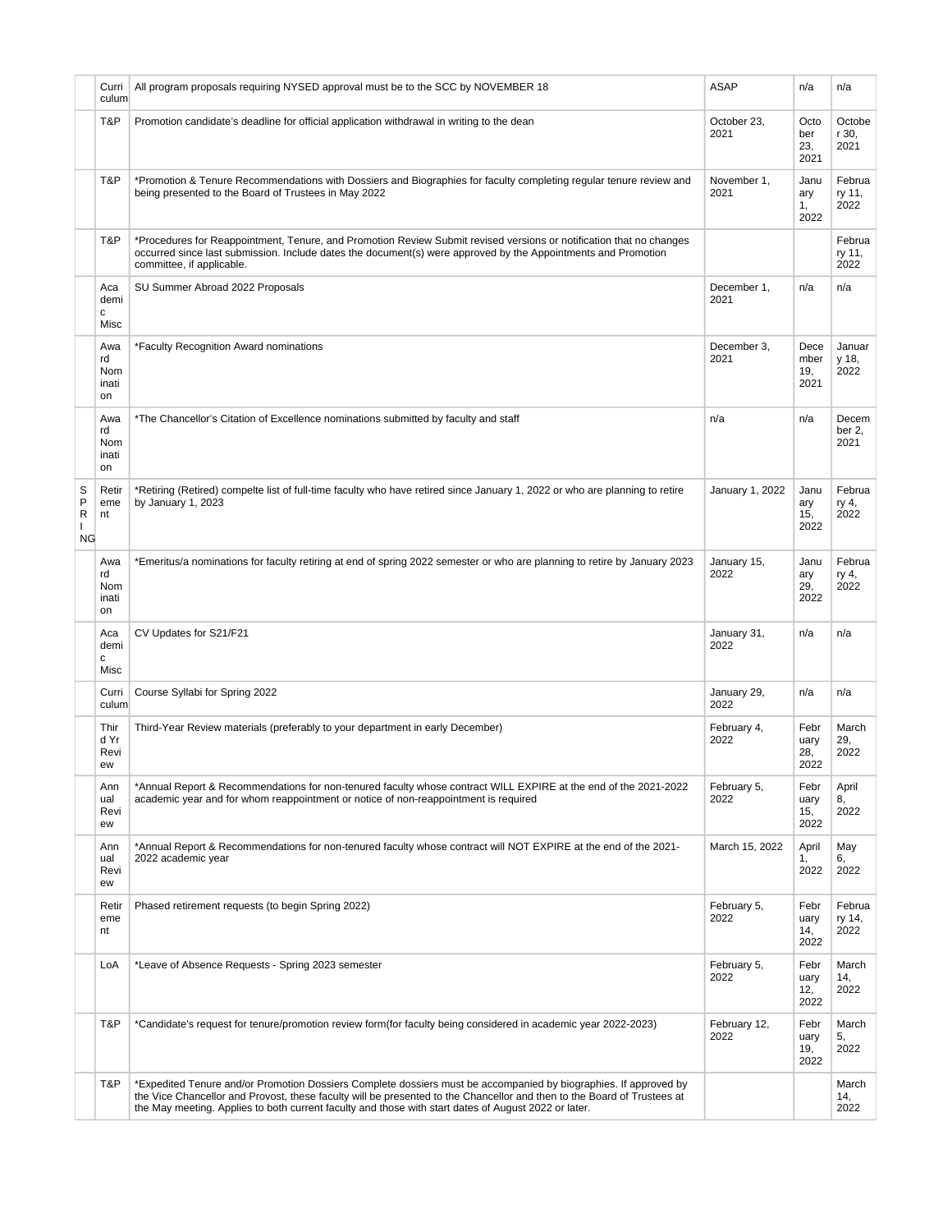| | Curriculum | All program proposals requiring NYSED approval must be to the SCC by NOVEMBER 18 | ASAP | n/a | n/a |
|---|---|---|---|---|---|
| | T&P | Promotion candidate's deadline for official application withdrawal in writing to the dean | October 23, 2021 | October 23, 2021 | October 30, 2021 |
| | T&P | *Promotion & Tenure Recommendations with Dossiers and Biographies for faculty completing regular tenure review and being presented to the Board of Trustees in May 2022 | November 1, 2021 | January 1, 2022 | February 11, 2022 |
| | T&P | *Procedures for Reappointment, Tenure, and Promotion Review Submit revised versions or notification that no changes occurred since last submission. Include dates the document(s) were approved by the Appointments and Promotion committee, if applicable. | | | February 11, 2022 |
| | Academic Misc | SU Summer Abroad 2022 Proposals | December 1, 2021 | n/a | n/a |
| | Award Nomination | *Faculty Recognition Award nominations | December 3, 2021 | December 19, 2021 | January 18, 2022 |
| | Award Nomination | *The Chancellor's Citation of Excellence nominations submitted by faculty and staff | n/a | n/a | December 2, 2021 |
| SPRING | Retirement | *Retiring (Retired) compelte list of full-time faculty who have retired since January 1, 2022 or who are planning to retire by January 1, 2023 | January 1, 2022 | January 15, 2022 | February 4, 2022 |
| | Award Nomination | *Emeritus/a nominations for faculty retiring at end of spring 2022 semester or who are planning to retire by January 2023 | January 15, 2022 | January 29, 2022 | February 4, 2022 |
| | Academic Misc | CV Updates for S21/F21 | January 31, 2022 | n/a | n/a |
| | Curriculum | Course Syllabi for Spring 2022 | January 29, 2022 | n/a | n/a |
| | Third Yr Review | Third-Year Review materials (preferably to your department in early December) | February 4, 2022 | February 28, 2022 | March 29, 2022 |
| | Annual Review | *Annual Report & Recommendations for non-tenured faculty whose contract WILL EXPIRE at the end of the 2021-2022 academic year and for whom reappointment or notice of non-reappointment is required | February 5, 2022 | February 15, 2022 | April 8, 2022 |
| | Annual Review | *Annual Report & Recommendations for non-tenured faculty whose contract will NOT EXPIRE at the end of the 2021-2022 academic year | March 15, 2022 | April 1, 2022 | May 6, 2022 |
| | Retirement | Phased retirement requests (to begin Spring 2022) | February 5, 2022 | February 14, 2022 | February 14, 2022 |
| | LoA | *Leave of Absence Requests - Spring 2023 semester | February 5, 2022 | February 12, 2022 | March 14, 2022 |
| | T&P | *Candidate's request for tenure/promotion review form(for faculty being considered in academic year 2022-2023) | February 12, 2022 | February 19, 2022 | March 5, 2022 |
| | T&P | *Expedited Tenure and/or Promotion Dossiers Complete dossiers must be accompanied by biographies. If approved by the Vice Chancellor and Provost, these faculty will be presented to the Chancellor and then to the Board of Trustees at the May meeting. Applies to both current faculty and those with start dates of August 2022 or later. | | | March 14, 2022 |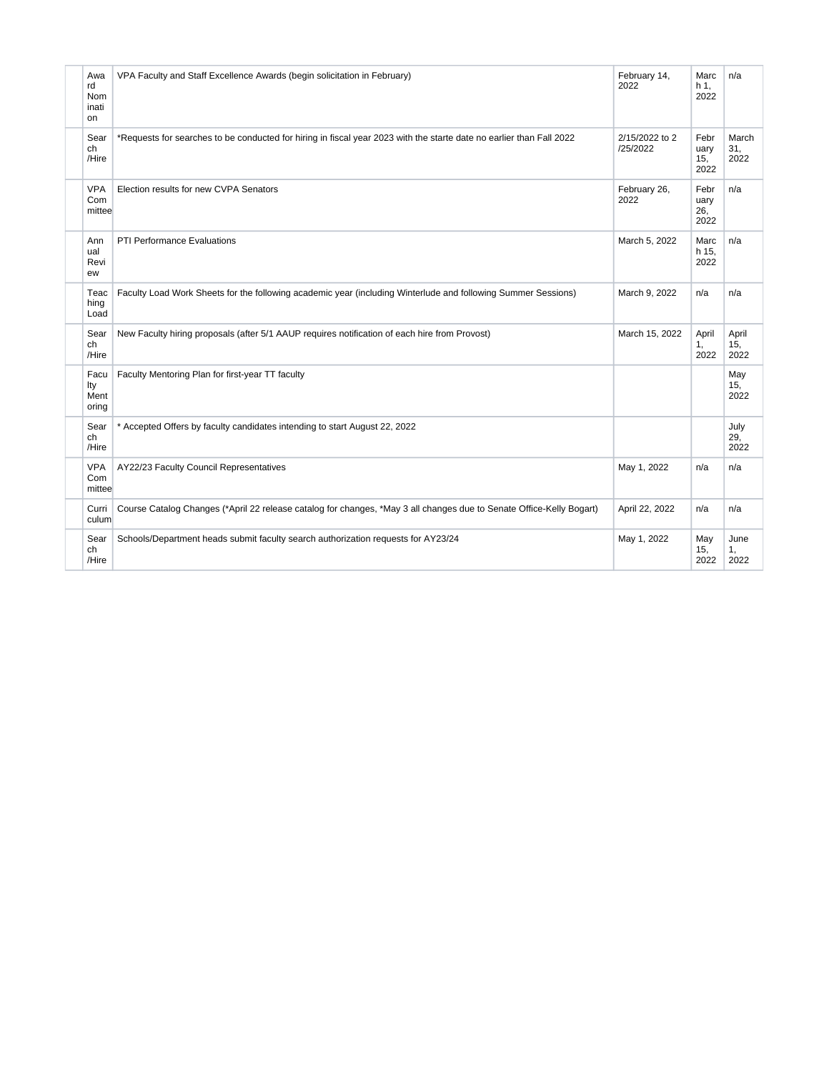| | | | | | |
|---|---|---|---|---|---|
| | Award Nomination | VPA Faculty and Staff Excellence Awards (begin solicitation in February) | February 14, 2022 | March 1, 2022 | n/a |
| | Search /Hire | *Requests for searches to be conducted for hiring in fiscal year 2023 with the starte date no earlier than Fall 2022 | 2/15/2022 to 2 /25/2022 | February 15, 2022 | March 31, 2022 |
| | VPA Committee | Election results for new CVPA Senators | February 26, 2022 | February 26, 2022 | n/a |
| | Annual Review | PTI Performance Evaluations | March 5, 2022 | March 15, 2022 | n/a |
| | Teaching Load | Faculty Load Work Sheets for the following academic year (including Winterlude and following Summer Sessions) | March 9, 2022 | n/a | n/a |
| | Search /Hire | New Faculty hiring proposals (after 5/1 AAUP requires notification of each hire from Provost) | March 15, 2022 | April 1, 2022 | April 15, 2022 |
| | Faculty Mentoring | Faculty Mentoring Plan for first-year TT faculty | | | May 15, 2022 |
| | Search /Hire | * Accepted Offers by faculty candidates intending to start August 22, 2022 | | | July 29, 2022 |
| | VPA Committee | AY22/23 Faculty Council Representatives | May 1, 2022 | n/a | n/a |
| | Curriculum | Course Catalog Changes (*April 22 release catalog for changes, *May 3 all changes due to Senate Office-Kelly Bogart) | April 22, 2022 | n/a | n/a |
| | Search /Hire | Schools/Department heads submit faculty search authorization requests for AY23/24 | May 1, 2022 | May 15, 2022 | June 1, 2022 |